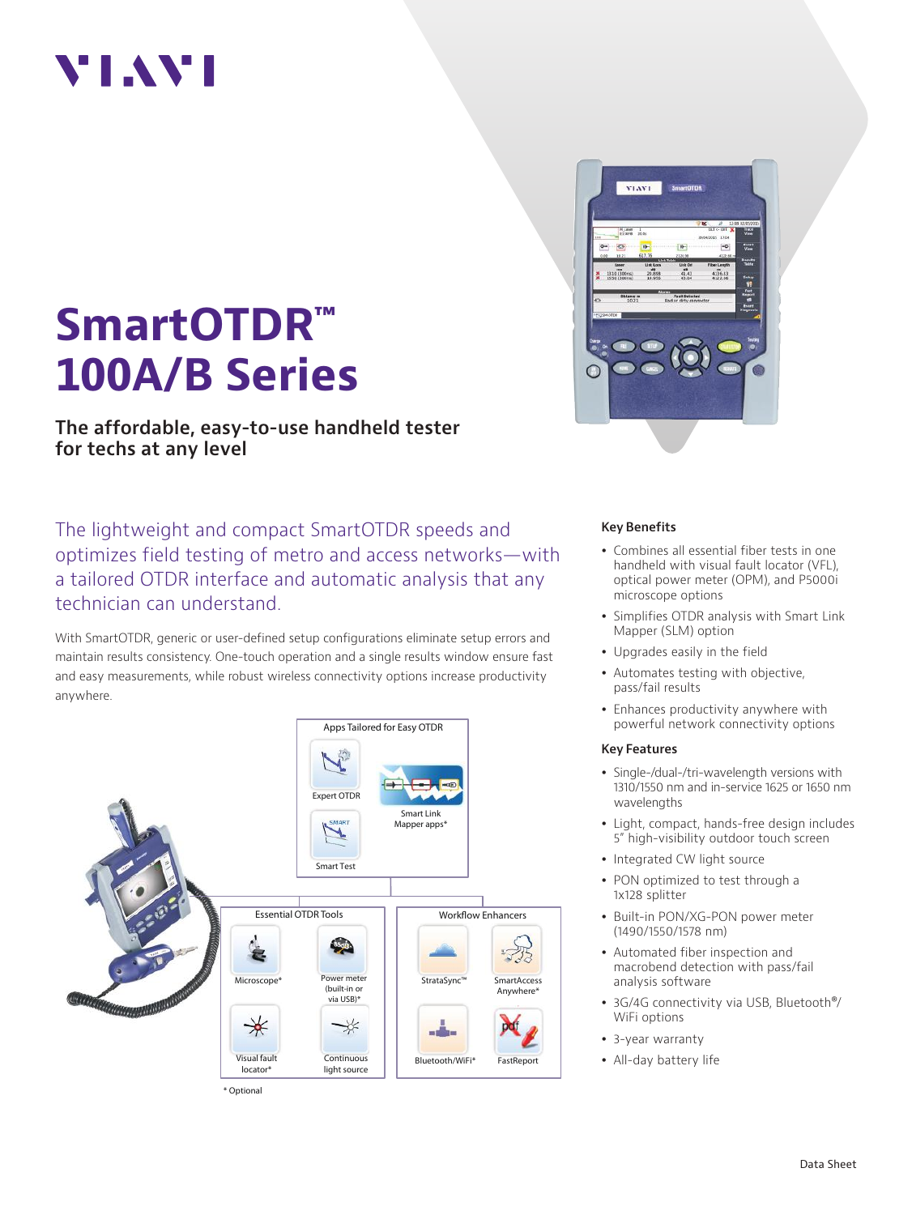VIAVI

# SmartOTDR™ 100A/B Series

**The affordable, easy-to-use handheld tester for techs at any level**

The lightweight and compact SmartOTDR speeds and optimizes field testing of metro and access networks—with a tailored OTDR interface and automatic analysis that any technician can understand.

With SmartOTDR, generic or user-defined setup configurations eliminate setup errors and maintain results consistency. One-touch operation and a single results window ensure fast and easy measurements, while robust wireless connectivity options increase productivity anywhere.

Apps Tailored for Easy OTDR

Expert OTDR

Smart Link Mapper apps*

Smart Test

Essential OTDR Tools

Microscope*

Power meter (built-in or via USB)*

Visual fault locator*

Continuous light source

Workflow Enhancers

StrataSync™

SmartAccess Anywhere*

Bluetooth/WiFi*

FastReport

* Optional

### Key Benefits

- Combines all essential fiber tests in one handheld with visual fault locator (VFL), optical power meter (OPM), and P5000i microscope options
- Simplifies OTDR analysis with Smart Link Mapper (SLM) option
- Upgrades easily in the field
- Automates testing with objective, pass/fail results
- Enhances productivity anywhere with powerful network connectivity options

### Key Features

- Single-/dual-/tri-wavelength versions with 1310/1550 nm and in-service 1625 or 1650 nm wavelengths
- Light, compact, hands-free design includes 5" high-visibility outdoor touch screen
- Integrated CW light source
- PON optimized to test through a 1x128 splitter
- Built-in PON/XG-PON power meter (1490/1550/1578 nm)
- Automated fiber inspection and macrobend detection with pass/fail analysis software
- 3G/4G connectivity via USB, Bluetooth®/WiFi options
- 3-year warranty
- All-day battery life

Data Sheet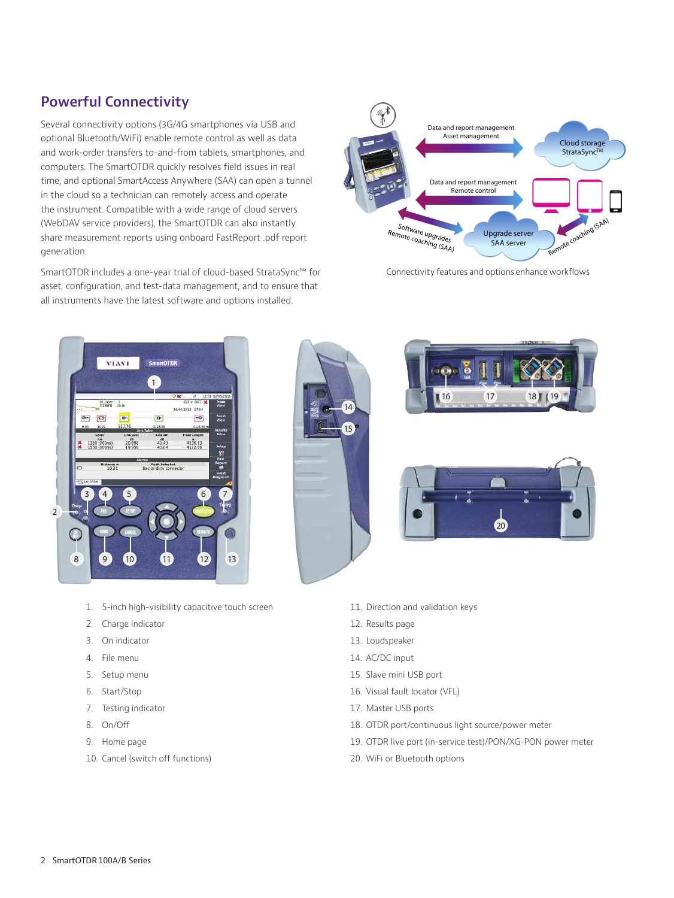## Powerful Connectivity

Several connectivity options (3G/4G smartphones via USB and optional Bluetooth/WiFi) enable remote control as well as data and work-order transfers to-and-from tablets, smartphones, and computers. The SmartOTDR quickly resolves field issues in real time, and optional SmartAccess Anywhere (SAA) can open a tunnel in the cloud so a technician can remotely access and operate the instrument. Compatible with a wide range of cloud servers (WebDAV service providers), the SmartOTDR can also instantly share measurement reports using onboard FastReport .pdf report generation.

SmartOTDR includes a one-year trial of cloud-based StrataSync™ for asset, configuration, and test-data management, and to ensure that all instruments have the latest software and options installed.

Data and report management
Asset management
Cloud storage
StrataSync™
Data and report management
Remote control
Software upgrades
Remote coaching (SAA)
Upgrade server
SAA server
Remote coaching (SAA)

Connectivity features and options enhance workflows

1. 5-inch high-visibility capacitive touch screen
2. Charge indicator
3. On indicator
4. File menu
5. Setup menu
6. Start/Stop
7. Testing indicator
8. On/Off
9. Home page
10. Cancel (switch off functions)
11. Direction and validation keys
12. Results page
13. Loudspeaker
14. AC/DC input
15. Slave mini USB port
16. Visual fault locator (VFL)
17. Master USB ports
18. OTDR port/continuous light source/power meter
19. OTDR live port (in-service test)/PON/XG-PON power meter
20. WiFi or Bluetooth options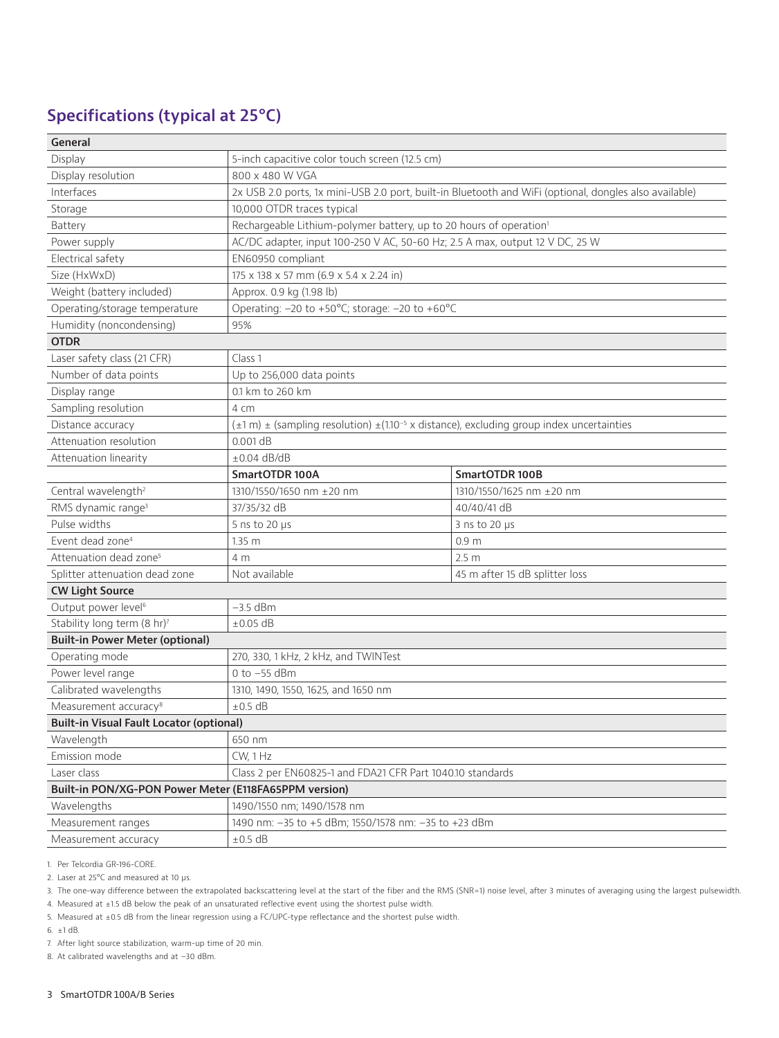## Specifications (typical at 25°C)

| | | |
|---|---|---|
| **General** | | |
| Display | 5-inch capacitive color touch screen (12.5 cm) | |
| Display resolution | 800 x 480 W VGA | |
| Interfaces | 2x USB 2.0 ports, 1x mini-USB 2.0 port, built-in Bluetooth and WiFi (optional, dongles also available) | |
| Storage | 10,000 OTDR traces typical | |
| Battery | Rechargeable Lithium-polymer battery, up to 20 hours of operation[1] | |
| Power supply | AC/DC adapter, input 100-250 V AC, 50-60 Hz; 2.5 A max, output 12 V DC, 25 W | |
| Electrical safety | EN60950 compliant | |
| Size (HxWxD) | 175 x 138 x 57 mm (6.9 x 5.4 x 2.24 in) | |
| Weight (battery included) | Approx. 0.9 kg (1.98 lb) | |
| Operating/storage temperature | Operating: –20 to +50°C; storage: –20 to +60°C | |
| Humidity (noncondensing) | 95% | |
| **OTDR** | | |
| Laser safety class (21 CFR) | Class 1 | |
| Number of data points | Up to 256,000 data points | |
| Display range | 0.1 km to 260 km | |
| Sampling resolution | 4 cm | |
| Distance accuracy | (±1 m) ± (sampling resolution) ±($1 10^{-5}$ x distance), excluding group index uncertainties | |
| Attenuation resolution | 0.001 dB | |
| Attenuation linearity | ±0.04 dB/dB | |
| | **SmartOTDR 100A** | **SmartOTDR 100B** |
| Central wavelength[2] | 1310/1550/1650 nm ±20 nm | 1310/1550/1625 nm ±20 nm |
| RMS dynamic range[3] | 37/35/32 dB | 40/40/41 dB |
| Pulse widths | 5 ns to 20 µs | 3 ns to 20 µs |
| Event dead zone[4] | 1.35 m | 0.9 m |
| Attenuation dead zone[5] | 4 m | 2.5 m |
| Splitter attenuation dead zone | Not available | 45 m after 15 dB splitter loss |
| **CW Light Source** | | |
| Output power level[6] | –3.5 dBm | |
| Stability long term (8 hr)[7] | ±0.05 dB | |
| **Built-in Power Meter (optional)** | | |
| Operating mode | 270, 330, 1 kHz, 2 kHz, and TWINTest | |
| Power level range | 0 to –55 dBm | |
| Calibrated wavelengths | 1310, 1490, 1550, 1625, and 1650 nm | |
| Measurement accuracy[8] | ±0.5 dB | |
| **Built-in Visual Fault Locator (optional)** | | |
| Wavelength | 650 nm | |
| Emission mode | CW, 1 Hz | |
| Laser class | Class 2 per EN60825-1 and FDA21 CFR Part 1040.10 standards | |
| **Built-in PON/XG-PON Power Meter (E118FA65PPM version)** | | |
| Wavelengths | 1490/1550 nm; 1490/1578 nm | |
| Measurement ranges | 1490 nm: –35 to +5 dBm; 1550/1578 nm: –35 to +23 dBm | |
| Measurement accuracy | ±0.5 dB | |

1. Per Telcordia GR-196-CORE.
2. Laser at 25°C and measured at 10 µs.
3. The one-way difference between the extrapolated backscattering level at the start of the fiber and the RMS (SNR=1) noise level, after 3 minutes of averaging using the largest pulsewidth.
4. Measured at ±1.5 dB below the peak of an unsaturated reflective event using the shortest pulse width.
5. Measured at ±0.5 dB from the linear regression using a FC/UPC-type reflectance and the shortest pulse width.
6. ±1 dB.
7. After light source stabilization, warm-up time of 20 min.
8. At calibrated wavelengths and at –30 dBm.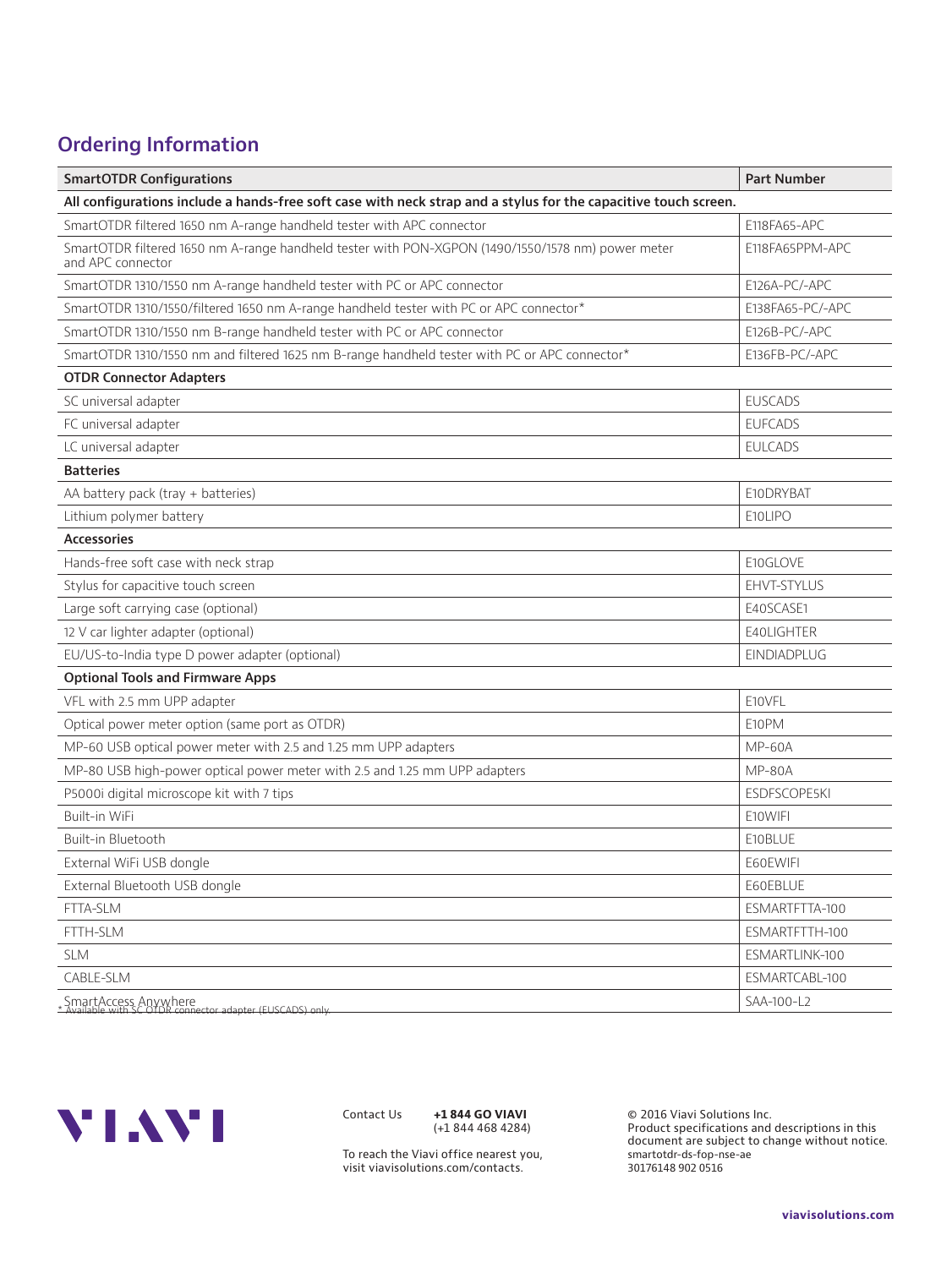## Ordering Information

| SmartOTDR Configurations | Part Number |
|---|---|
| **All configurations include a hands-free soft case with neck strap and a stylus for the capacitive touch screen.** | |
| SmartOTDR filtered 1650 nm A-range handheld tester with APC connector | E118FA65-APC |
| SmartOTDR filtered 1650 nm A-range handheld tester with PON-XGPON (1490/1550/1578 nm) power meter and APC connector | E118FA65PPM-APC |
| SmartOTDR 1310/1550 nm A-range handheld tester with PC or APC connector | E126A-PC/-APC |
| SmartOTDR 1310/1550/filtered 1650 nm A-range handheld tester with PC or APC connector* | E138FA65-PC/-APC |
| SmartOTDR 1310/1550 nm B-range handheld tester with PC or APC connector | E126B-PC/-APC |
| SmartOTDR 1310/1550 nm and filtered 1625 nm B-range handheld tester with PC or APC connector* | E136FB-PC/-APC |
| **OTDR Connector Adapters** | |
| SC universal adapter | EUSCADS |
| FC universal adapter | EUFCADS |
| LC universal adapter | EULCADS |
| **Batteries** | |
| AA battery pack (tray + batteries) | E10DRYBAT |
| Lithium polymer battery | E10LIPO |
| **Accessories** | |
| Hands-free soft case with neck strap | E10GLOVE |
| Stylus for capacitive touch screen | EHVT-STYLUS |
| Large soft carrying case (optional) | E40SCASE1 |
| 12 V car lighter adapter (optional) | E40LIGHTER |
| EU/US-to-India type D power adapter (optional) | EINDIADPLUG |
| **Optional Tools and Firmware Apps** | |
| VFL with 2.5 mm UPP adapter | E10VFL |
| Optical power meter option (same port as OTDR) | E10PM |
| MP-60 USB optical power meter with 2.5 and 1.25 mm UPP adapters | MP-60A |
| MP-80 USB high-power optical power meter with 2.5 and 1.25 mm UPP adapters | MP-80A |
| P5000i digital microscope kit with 7 tips | ESDFSCOPE5KI |
| Built-in WiFi | E10WIFI |
| Built-in Bluetooth | E10BLUE |
| External WiFi USB dongle | E60EWIFI |
| External Bluetooth USB dongle | E60EBLUE |
| FTTA-SLM | ESMARTFTTA-100 |
| FTTH-SLM | ESMARTFTTH-100 |
| SLM | ESMARTLINK-100 |
| CABLE-SLM | ESMARTCABL-100 |
| SmartAccess Anywhere | SAA-100-L2 |

\* Available with SC OTDR connector adapter (EUSCADS) only.

VIAVI

Contact Us **+1 844 GO VIAVI** (+1 844 468 4284)

To reach the Viavi office nearest you, visit viavisolutions.com/contacts.

© 2016 Viavi Solutions Inc.
Product specifications and descriptions in this document are subject to change without notice.
smartotdr-ds-fop-nse-ae
30176148 902 0516

**viavisolutions.com**